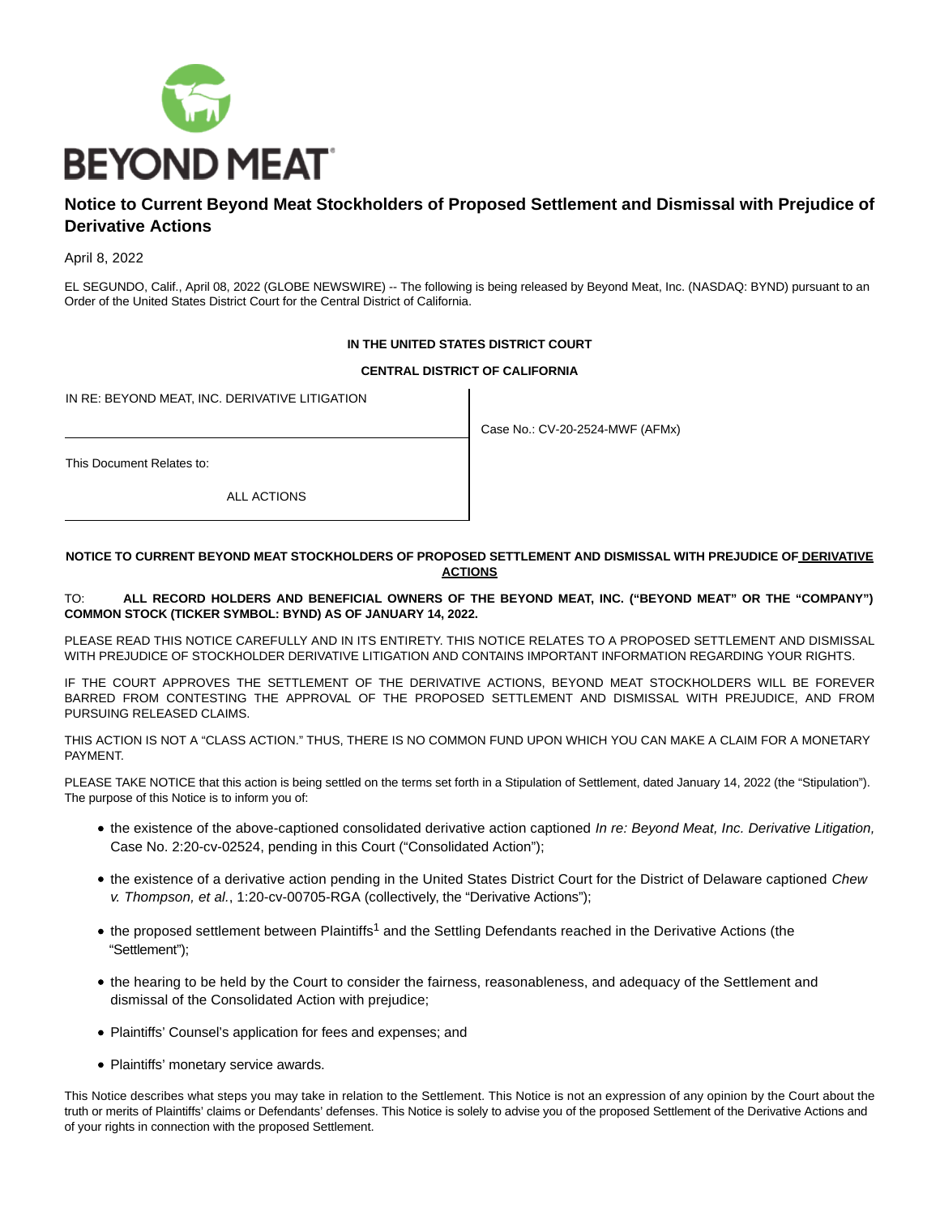# Notice to Current Beyond Meat Stockholders of Proposed Settlement and Dismissal with Prejudice of Derivative Actions

April 8, 2022

EL SEGUNDO, Calif., April 08, 2022 (GLOBE NEWSWIRE) -- The following is being released by Beyond Meat, Inc. (NASDAQ: BYND) pursuant to an Order of the United States District Court for the Central District of California.

**IN THE UNITED STATES DISTRICT COURT**

**CENTRAL DISTRICT OF CALIFORNIA**

| IN RE: BEYOND MEAT, INC. DERIVATIVE LITIGATION | Case No.: CV-20-2524-MWF (AFMx) |
|---|---|
| This Document Relates to: ALL ACTIONS | |

**NOTICE TO CURRENT BEYOND MEAT STOCKHOLDERS OF PROPOSED SETTLEMENT AND DISMISSAL WITH PREJUDICE OF DERIVATIVE ACTIONS**

TO: **ALL RECORD HOLDERS AND BENEFICIAL OWNERS OF THE BEYOND MEAT, INC. ("BEYOND MEAT" OR THE "COMPANY") COMMON STOCK (TICKER SYMBOL: BYND) AS OF JANUARY 14, 2022.**

PLEASE READ THIS NOTICE CAREFULLY AND IN ITS ENTIRETY. THIS NOTICE RELATES TO A PROPOSED SETTLEMENT AND DISMISSAL WITH PREJUDICE OF STOCKHOLDER DERIVATIVE LITIGATION AND CONTAINS IMPORTANT INFORMATION REGARDING YOUR RIGHTS.

IF THE COURT APPROVES THE SETTLEMENT OF THE DERIVATIVE ACTIONS, BEYOND MEAT STOCKHOLDERS WILL BE FOREVER BARRED FROM CONTESTING THE APPROVAL OF THE PROPOSED SETTLEMENT AND DISMISSAL WITH PREJUDICE, AND FROM PURSUING RELEASED CLAIMS.

THIS ACTION IS NOT A "CLASS ACTION." THUS, THERE IS NO COMMON FUND UPON WHICH YOU CAN MAKE A CLAIM FOR A MONETARY PAYMENT.

PLEASE TAKE NOTICE that this action is being settled on the terms set forth in a Stipulation of Settlement, dated January 14, 2022 (the "Stipulation"). The purpose of this Notice is to inform you of:

- the existence of the above-captioned consolidated derivative action captioned *In re: Beyond Meat, Inc. Derivative Litigation,* Case No. 2:20-cv-02524, pending in this Court ("Consolidated Action");
- the existence of a derivative action pending in the United States District Court for the District of Delaware captioned *Chew v. Thompson, et al.*, 1:20-cv-00705-RGA (collectively, the "Derivative Actions");
- the proposed settlement between Plaintiffs[1] and the Settling Defendants reached in the Derivative Actions (the "Settlement");
- the hearing to be held by the Court to consider the fairness, reasonableness, and adequacy of the Settlement and dismissal of the Consolidated Action with prejudice;
- Plaintiffs' Counsel's application for fees and expenses; and
- Plaintiffs' monetary service awards.

This Notice describes what steps you may take in relation to the Settlement. This Notice is not an expression of any opinion by the Court about the truth or merits of Plaintiffs' claims or Defendants' defenses. This Notice is solely to advise you of the proposed Settlement of the Derivative Actions and of your rights in connection with the proposed Settlement.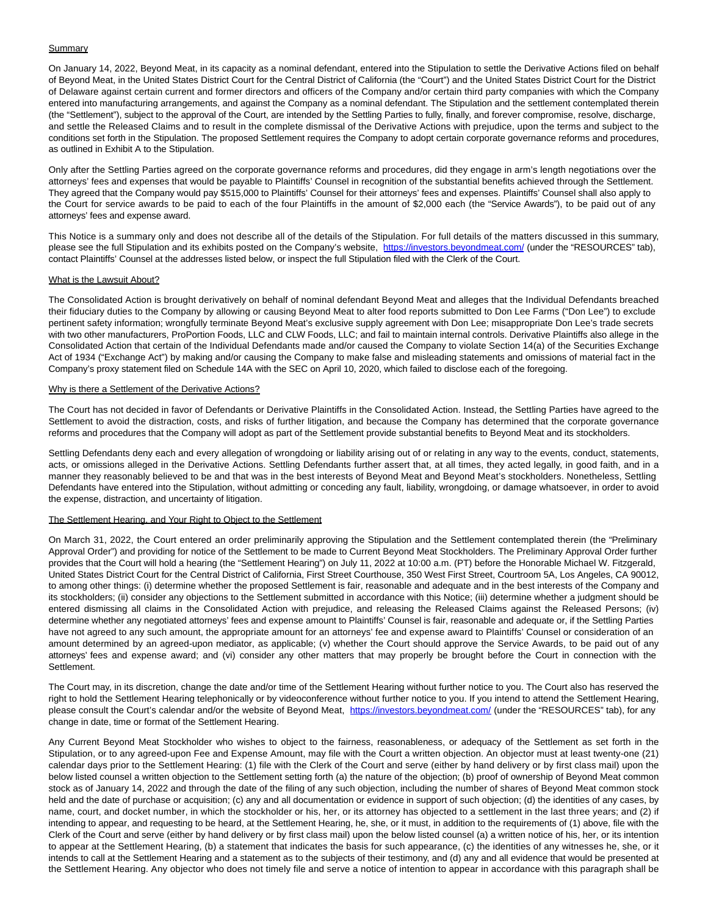Summary

On January 14, 2022, Beyond Meat, in its capacity as a nominal defendant, entered into the Stipulation to settle the Derivative Actions filed on behalf of Beyond Meat, in the United States District Court for the Central District of California (the "Court") and the United States District Court for the District of Delaware against certain current and former directors and officers of the Company and/or certain third party companies with which the Company entered into manufacturing arrangements, and against the Company as a nominal defendant. The Stipulation and the settlement contemplated therein (the "Settlement"), subject to the approval of the Court, are intended by the Settling Parties to fully, finally, and forever compromise, resolve, discharge, and settle the Released Claims and to result in the complete dismissal of the Derivative Actions with prejudice, upon the terms and subject to the conditions set forth in the Stipulation. The proposed Settlement requires the Company to adopt certain corporate governance reforms and procedures, as outlined in Exhibit A to the Stipulation.

Only after the Settling Parties agreed on the corporate governance reforms and procedures, did they engage in arm's length negotiations over the attorneys' fees and expenses that would be payable to Plaintiffs' Counsel in recognition of the substantial benefits achieved through the Settlement. They agreed that the Company would pay $515,000 to Plaintiffs' Counsel for their attorneys' fees and expenses. Plaintiffs' Counsel shall also apply to the Court for service awards to be paid to each of the four Plaintiffs in the amount of $2,000 each (the "Service Awards"), to be paid out of any attorneys' fees and expense award.

This Notice is a summary only and does not describe all of the details of the Stipulation. For full details of the matters discussed in this summary, please see the full Stipulation and its exhibits posted on the Company's website, https://investors.beyondmeat.com/ (under the "RESOURCES" tab), contact Plaintiffs' Counsel at the addresses listed below, or inspect the full Stipulation filed with the Clerk of the Court.

What is the Lawsuit About?

The Consolidated Action is brought derivatively on behalf of nominal defendant Beyond Meat and alleges that the Individual Defendants breached their fiduciary duties to the Company by allowing or causing Beyond Meat to alter food reports submitted to Don Lee Farms ("Don Lee") to exclude pertinent safety information; wrongfully terminate Beyond Meat's exclusive supply agreement with Don Lee; misappropriate Don Lee's trade secrets with two other manufacturers, ProPortion Foods, LLC and CLW Foods, LLC; and fail to maintain internal controls. Derivative Plaintiffs also allege in the Consolidated Action that certain of the Individual Defendants made and/or caused the Company to violate Section 14(a) of the Securities Exchange Act of 1934 ("Exchange Act") by making and/or causing the Company to make false and misleading statements and omissions of material fact in the Company's proxy statement filed on Schedule 14A with the SEC on April 10, 2020, which failed to disclose each of the foregoing.

Why is there a Settlement of the Derivative Actions?

The Court has not decided in favor of Defendants or Derivative Plaintiffs in the Consolidated Action. Instead, the Settling Parties have agreed to the Settlement to avoid the distraction, costs, and risks of further litigation, and because the Company has determined that the corporate governance reforms and procedures that the Company will adopt as part of the Settlement provide substantial benefits to Beyond Meat and its stockholders.

Settling Defendants deny each and every allegation of wrongdoing or liability arising out of or relating in any way to the events, conduct, statements, acts, or omissions alleged in the Derivative Actions. Settling Defendants further assert that, at all times, they acted legally, in good faith, and in a manner they reasonably believed to be and that was in the best interests of Beyond Meat and Beyond Meat's stockholders. Nonetheless, Settling Defendants have entered into the Stipulation, without admitting or conceding any fault, liability, wrongdoing, or damage whatsoever, in order to avoid the expense, distraction, and uncertainty of litigation.

The Settlement Hearing, and Your Right to Object to the Settlement

On March 31, 2022, the Court entered an order preliminarily approving the Stipulation and the Settlement contemplated therein (the "Preliminary Approval Order") and providing for notice of the Settlement to be made to Current Beyond Meat Stockholders. The Preliminary Approval Order further provides that the Court will hold a hearing (the "Settlement Hearing") on July 11, 2022 at 10:00 a.m. (PT) before the Honorable Michael W. Fitzgerald, United States District Court for the Central District of California, First Street Courthouse, 350 West First Street, Courtroom 5A, Los Angeles, CA 90012, to among other things: (i) determine whether the proposed Settlement is fair, reasonable and adequate and in the best interests of the Company and its stockholders; (ii) consider any objections to the Settlement submitted in accordance with this Notice; (iii) determine whether a judgment should be entered dismissing all claims in the Consolidated Action with prejudice, and releasing the Released Claims against the Released Persons; (iv) determine whether any negotiated attorneys' fees and expense amount to Plaintiffs' Counsel is fair, reasonable and adequate or, if the Settling Parties have not agreed to any such amount, the appropriate amount for an attorneys' fee and expense award to Plaintiffs' Counsel or consideration of an amount determined by an agreed-upon mediator, as applicable; (v) whether the Court should approve the Service Awards, to be paid out of any attorneys' fees and expense award; and (vi) consider any other matters that may properly be brought before the Court in connection with the Settlement.

The Court may, in its discretion, change the date and/or time of the Settlement Hearing without further notice to you. The Court also has reserved the right to hold the Settlement Hearing telephonically or by videoconference without further notice to you. If you intend to attend the Settlement Hearing, please consult the Court's calendar and/or the website of Beyond Meat, https://investors.beyondmeat.com/ (under the "RESOURCES" tab), for any change in date, time or format of the Settlement Hearing.

Any Current Beyond Meat Stockholder who wishes to object to the fairness, reasonableness, or adequacy of the Settlement as set forth in the Stipulation, or to any agreed-upon Fee and Expense Amount, may file with the Court a written objection. An objector must at least twenty-one (21) calendar days prior to the Settlement Hearing: (1) file with the Clerk of the Court and serve (either by hand delivery or by first class mail) upon the below listed counsel a written objection to the Settlement setting forth (a) the nature of the objection; (b) proof of ownership of Beyond Meat common stock as of January 14, 2022 and through the date of the filing of any such objection, including the number of shares of Beyond Meat common stock held and the date of purchase or acquisition; (c) any and all documentation or evidence in support of such objection; (d) the identities of any cases, by name, court, and docket number, in which the stockholder or his, her, or its attorney has objected to a settlement in the last three years; and (2) if intending to appear, and requesting to be heard, at the Settlement Hearing, he, she, or it must, in addition to the requirements of (1) above, file with the Clerk of the Court and serve (either by hand delivery or by first class mail) upon the below listed counsel (a) a written notice of his, her, or its intention to appear at the Settlement Hearing, (b) a statement that indicates the basis for such appearance, (c) the identities of any witnesses he, she, or it intends to call at the Settlement Hearing and a statement as to the subjects of their testimony, and (d) any and all evidence that would be presented at the Settlement Hearing. Any objector who does not timely file and serve a notice of intention to appear in accordance with this paragraph shall be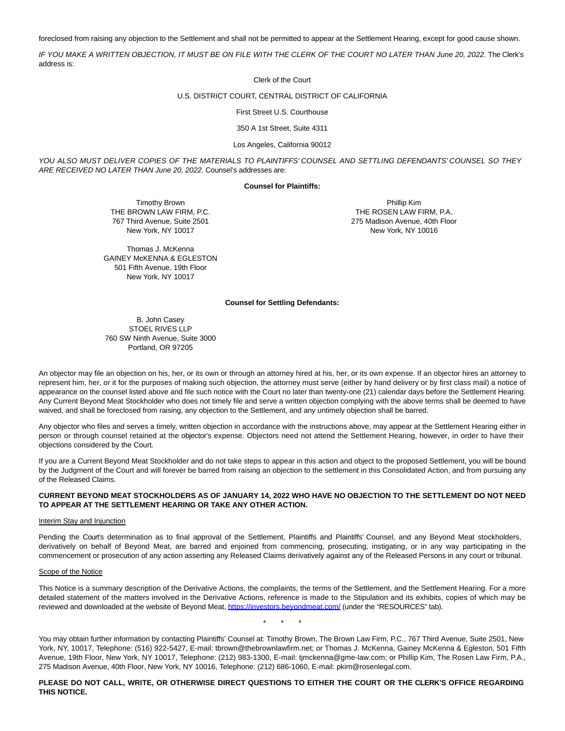foreclosed from raising any objection to the Settlement and shall not be permitted to appear at the Settlement Hearing, except for good cause shown.

*IF YOU MAKE A WRITTEN OBJECTION, IT MUST BE ON FILE WITH THE CLERK OF THE COURT NO LATER THAN June 20, 2022.* The Clerk's address is:

Clerk of the Court

U.S. DISTRICT COURT, CENTRAL DISTRICT OF CALIFORNIA

First Street U.S. Courthouse

350 A 1st Street, Suite 4311

Los Angeles, California 90012

*YOU ALSO MUST DELIVER COPIES OF THE MATERIALS TO PLAINTIFFS' COUNSEL AND SETTLING DEFENDANTS' COUNSEL SO THEY ARE RECEIVED NO LATER THAN June 20, 2022.* Counsel's addresses are:

**Counsel for Plaintiffs:**

Timothy Brown
THE BROWN LAW FIRM, P.C.
767 Third Avenue, Suite 2501
New York, NY 10017

Phillip Kim
THE ROSEN LAW FIRM, P.A.
275 Madison Avenue, 40th Floor
New York, NY 10016

Thomas J. McKenna
GAINEY McKENNA & EGLESTON
501 Fifth Avenue, 19th Floor
New York, NY 10017

**Counsel for Settling Defendants:**

B. John Casey
STOEL RIVES LLP
760 SW Ninth Avenue, Suite 3000
Portland, OR 97205

An objector may file an objection on his, her, or its own or through an attorney hired at his, her, or its own expense. If an objector hires an attorney to represent him, her, or it for the purposes of making such objection, the attorney must serve (either by hand delivery or by first class mail) a notice of appearance on the counsel listed above and file such notice with the Court no later than twenty-one (21) calendar days before the Settlement Hearing. Any Current Beyond Meat Stockholder who does not timely file and serve a written objection complying with the above terms shall be deemed to have waived, and shall be foreclosed from raising, any objection to the Settlement, and any untimely objection shall be barred.

Any objector who files and serves a timely, written objection in accordance with the instructions above, may appear at the Settlement Hearing either in person or through counsel retained at the objector's expense. Objectors need not attend the Settlement Hearing, however, in order to have their objections considered by the Court.

If you are a Current Beyond Meat Stockholder and do not take steps to appear in this action and object to the proposed Settlement, you will be bound by the Judgment of the Court and will forever be barred from raising an objection to the settlement in this Consolidated Action, and from pursuing any of the Released Claims.

**CURRENT BEYOND MEAT STOCKHOLDERS AS OF JANUARY 14, 2022 WHO HAVE NO OBJECTION TO THE SETTLEMENT DO NOT NEED TO APPEAR AT THE SETTLEMENT HEARING OR TAKE ANY OTHER ACTION.**

Interim Stay and Injunction

Pending the Court's determination as to final approval of the Settlement, Plaintiffs and Plaintiffs' Counsel, and any Beyond Meat stockholders, derivatively on behalf of Beyond Meat, are barred and enjoined from commencing, prosecuting, instigating, or in any way participating in the commencement or prosecution of any action asserting any Released Claims derivatively against any of the Released Persons in any court or tribunal.

Scope of the Notice

This Notice is a summary description of the Derivative Actions, the complaints, the terms of the Settlement, and the Settlement Hearing. For a more detailed statement of the matters involved in the Derivative Actions, reference is made to the Stipulation and its exhibits, copies of which may be reviewed and downloaded at the website of Beyond Meat, https://investors.beyondmeat.com/ (under the "RESOURCES" tab).

\* \* \*

You may obtain further information by contacting Plaintiffs' Counsel at: Timothy Brown, The Brown Law Firm, P.C., 767 Third Avenue, Suite 2501, New York, NY, 10017, Telephone: (516) 922-5427, E-mail: tbrown@thebrownlawfirm.net; or Thomas J. McKenna, Gainey McKenna & Egleston, 501 Fifth Avenue, 19th Floor, New York, NY 10017, Telephone: (212) 983-1300, E-mail: tjmckenna@gme-law.com; or Phillip Kim, The Rosen Law Firm, P.A., 275 Madison Avenue, 40th Floor, New York, NY 10016, Telephone: (212) 686-1060, E-mail: pkim@rosenlegal.com.

**PLEASE DO NOT CALL, WRITE, OR OTHERWISE DIRECT QUESTIONS TO EITHER THE COURT OR THE CLERK'S OFFICE REGARDING THIS NOTICE.**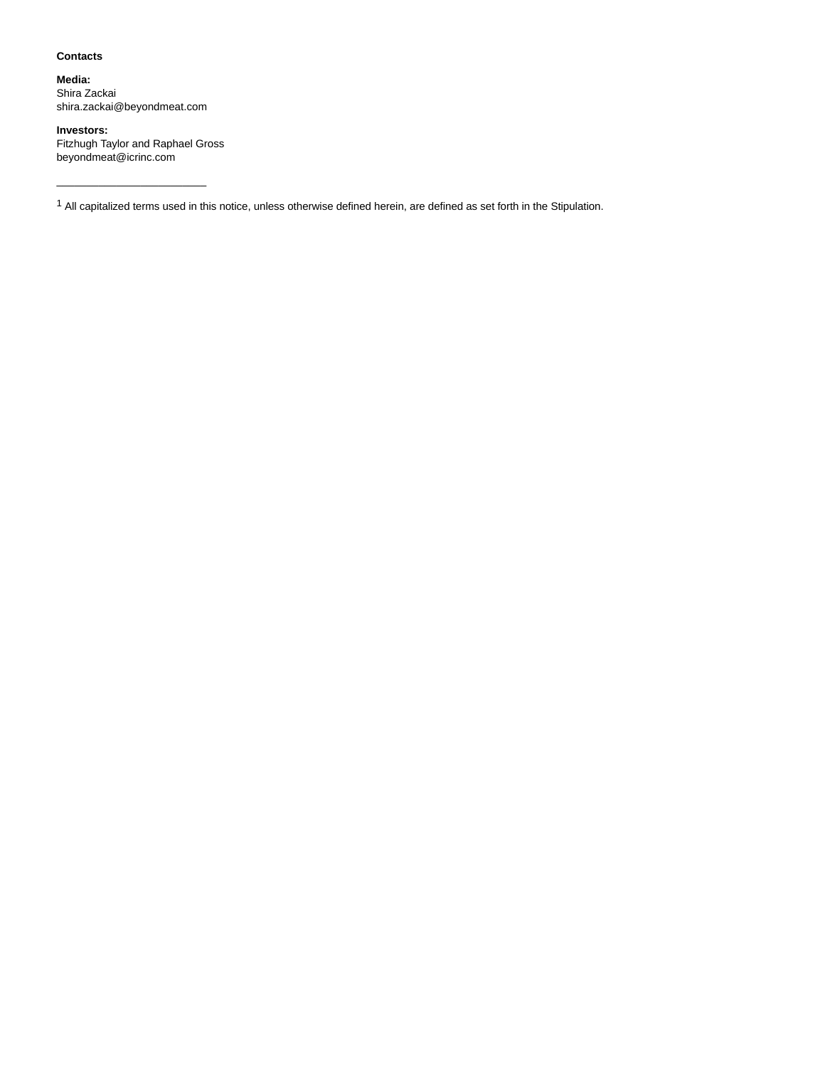**Contacts**

**Media:**
Shira Zackai
shira.zackai@beyondmeat.com

**Investors:**
Fitzhugh Taylor and Raphael Gross
beyondmeat@icrinc.com

---

[1] All capitalized terms used in this notice, unless otherwise defined herein, are defined as set forth in the Stipulation.